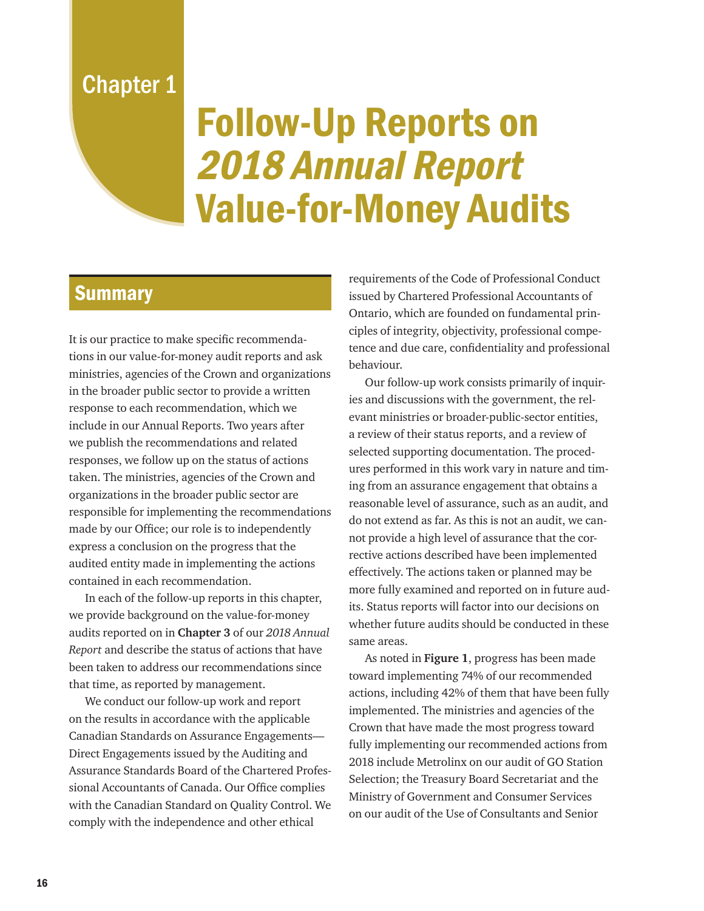Chapter 1

# Follow-Up Reports on *2018 Annual Report* Value-for-Money Audits

## Summary

It is our practice to make specific recommendations in our value-for-money audit reports and ask ministries, agencies of the Crown and organizations in the broader public sector to provide a written response to each recommendation, which we include in our Annual Reports. Two years after we publish the recommendations and related responses, we follow up on the status of actions taken. The ministries, agencies of the Crown and organizations in the broader public sector are responsible for implementing the recommendations made by our Office; our role is to independently express a conclusion on the progress that the audited entity made in implementing the actions contained in each recommendation.

In each of the follow-up reports in this chapter, we provide background on the value-for-money audits reported on in **Chapter 3** of our *2018 Annual Report* and describe the status of actions that have been taken to address our recommendations since that time, as reported by management.

We conduct our follow-up work and report on the results in accordance with the applicable Canadian Standards on Assurance Engagements—Direct Engagements issued by the Auditing and Assurance Standards Board of the Chartered Professional Accountants of Canada. Our Office complies with the Canadian Standard on Quality Control. We comply with the independence and other ethical requirements of the Code of Professional Conduct issued by Chartered Professional Accountants of Ontario, which are founded on fundamental principles of integrity, objectivity, professional competence and due care, confidentiality and professional behaviour.

Our follow-up work consists primarily of inquiries and discussions with the government, the relevant ministries or broader-public-sector entities, a review of their status reports, and a review of selected supporting documentation. The procedures performed in this work vary in nature and timing from an assurance engagement that obtains a reasonable level of assurance, such as an audit, and do not extend as far. As this is not an audit, we cannot provide a high level of assurance that the corrective actions described have been implemented effectively. The actions taken or planned may be more fully examined and reported on in future audits. Status reports will factor into our decisions on whether future audits should be conducted in these same areas.

As noted in **Figure 1**, progress has been made toward implementing 74% of our recommended actions, including 42% of them that have been fully implemented. The ministries and agencies of the Crown that have made the most progress toward fully implementing our recommended actions from 2018 include Metrolinx on our audit of GO Station Selection; the Treasury Board Secretariat and the Ministry of Government and Consumer Services on our audit of the Use of Consultants and Senior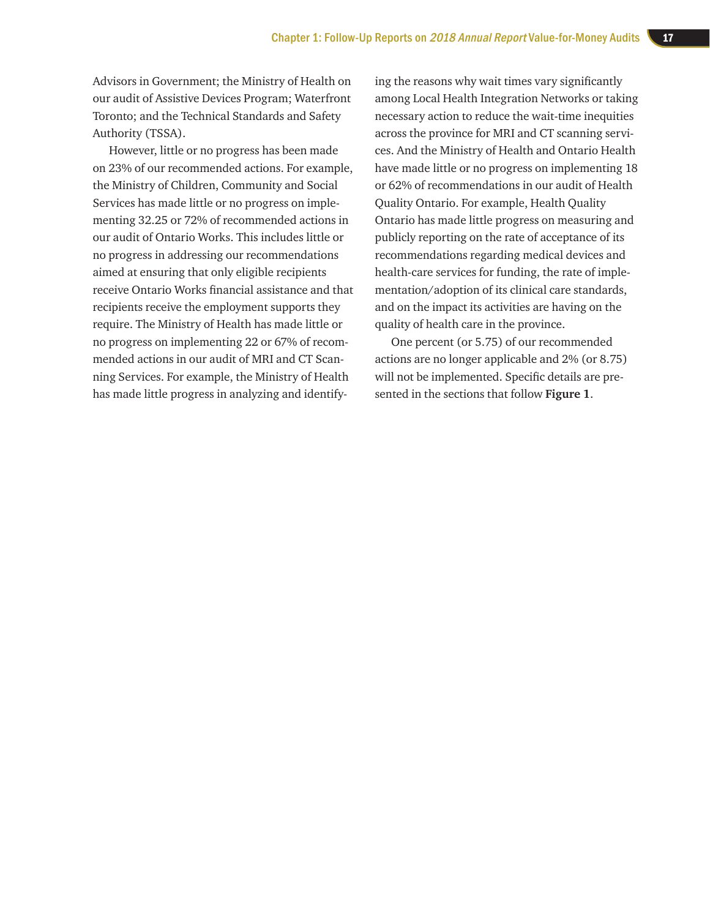Advisors in Government; the Ministry of Health on our audit of Assistive Devices Program; Waterfront Toronto; and the Technical Standards and Safety Authority (TSSA).

However, little or no progress has been made on 23% of our recommended actions. For example, the Ministry of Children, Community and Social Services has made little or no progress on implementing 32.25 or 72% of recommended actions in our audit of Ontario Works. This includes little or no progress in addressing our recommendations aimed at ensuring that only eligible recipients receive Ontario Works financial assistance and that recipients receive the employment supports they require. The Ministry of Health has made little or no progress on implementing 22 or 67% of recommended actions in our audit of MRI and CT Scanning Services. For example, the Ministry of Health has made little progress in analyzing and identifying the reasons why wait times vary significantly among Local Health Integration Networks or taking necessary action to reduce the wait-time inequities across the province for MRI and CT scanning services. And the Ministry of Health and Ontario Health have made little or no progress on implementing 18 or 62% of recommendations in our audit of Health Quality Ontario. For example, Health Quality Ontario has made little progress on measuring and publicly reporting on the rate of acceptance of its recommendations regarding medical devices and health-care services for funding, the rate of implementation/adoption of its clinical care standards, and on the impact its activities are having on the quality of health care in the province.

One percent (or 5.75) of our recommended actions are no longer applicable and 2% (or 8.75) will not be implemented. Specific details are presented in the sections that follow **Figure 1**.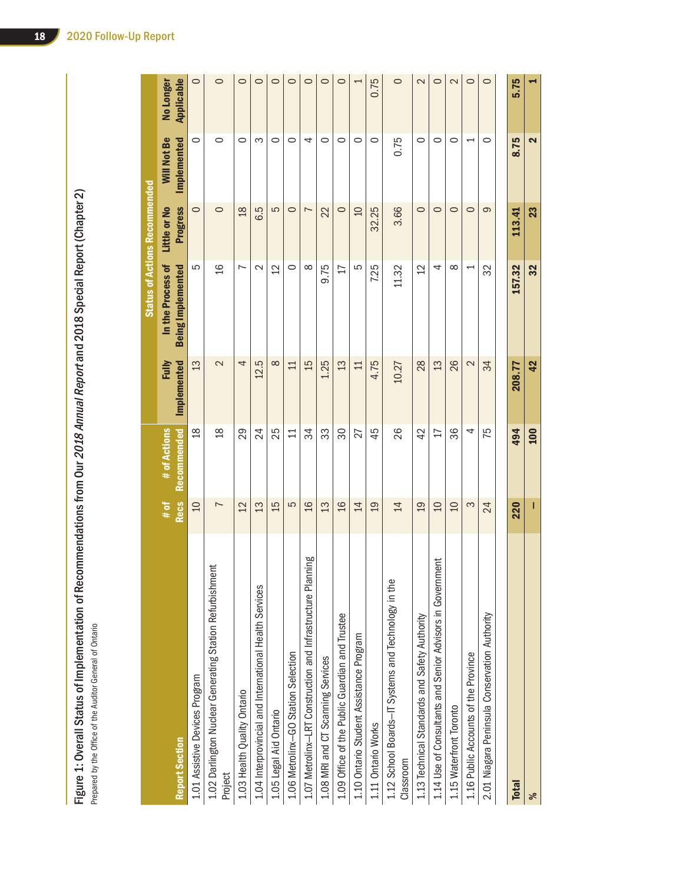**Figure 1: Overall Status of Implementation of Recommendations from Our *2018 Annual Report* and 2018 Special Report (Chapter 2)**

Prepared by the Office of the Auditor General of Ontario

| Report Section | # of Recs | # of Actions Recommended | Status of Actions Recommended | | | | |
|---|---|---|---|---|---|---|---|
| | | | Fully Implemented | In the Process of Being Implemented | Little or No Progress | Will Not Be Implemented | No Longer Applicable |
| 1.01 Assistive Devices Program | 10 | 18 | 13 | 5 | 0 | 0 | 0 |
| 1.02 Darlington Nuclear Generating Station Refurbishment Project | 7 | 18 | 2 | 16 | 0 | 0 | 0 |
| 1.03 Health Quality Ontario | 12 | 29 | 4 | 7 | 18 | 0 | 0 |
| 1.04 Interprovincial and International Health Services | 13 | 24 | 12.5 | 2 | 6.5 | 3 | 0 |
| 1.05 Legal Aid Ontario | 15 | 25 | 8 | 12 | 5 | 0 | 0 |
| 1.06 Metrolinx—GO Station Selection | 5 | 11 | 11 | 0 | 0 | 0 | 0 |
| 1.07 Metrolinx—LRT Construction and Infrastructure Planning | 16 | 34 | 15 | 8 | 7 | 4 | 0 |
| 1.08 MRI and CT Scanning Services | 13 | 33 | 1.25 | 9.75 | 22 | 0 | 0 |
| 1.09 Office of the Public Guardian and Trustee | 16 | 30 | 13 | 17 | 0 | 0 | 0 |
| 1.10 Ontario Student Assistance Program | 14 | 27 | 11 | 5 | 10 | 0 | 1 |
| 1.11 Ontario Works | 19 | 45 | 4.75 | 7.25 | 32.25 | 0 | 0.75 |
| 1.12 School Boards—IT Systems and Technology in the Classroom | 14 | 26 | 10.27 | 11.32 | 3.66 | 0.75 | 0 |
| 1.13 Technical Standards and Safety Authority | 19 | 42 | 28 | 12 | 0 | 0 | 2 |
| 1.14 Use of Consultants and Senior Advisors in Government | 10 | 17 | 13 | 4 | 0 | 0 | 0 |
| 1.15 Waterfront Toronto | 10 | 36 | 26 | 8 | 0 | 0 | 2 |
| 1.16 Public Accounts of the Province | 3 | 4 | 2 | 1 | 0 | 1 | 0 |
| 2.01 Niagara Peninsula Conservation Authority | 24 | 75 | 34 | 32 | 9 | 0 | 0 |
| **Total** | **220** | **494** | **208.77** | **157.32** | **113.41** | **8.75** | **5.75** |
| **%** | **–** | **100** | **42** | **32** | **23** | **2** | **1** |